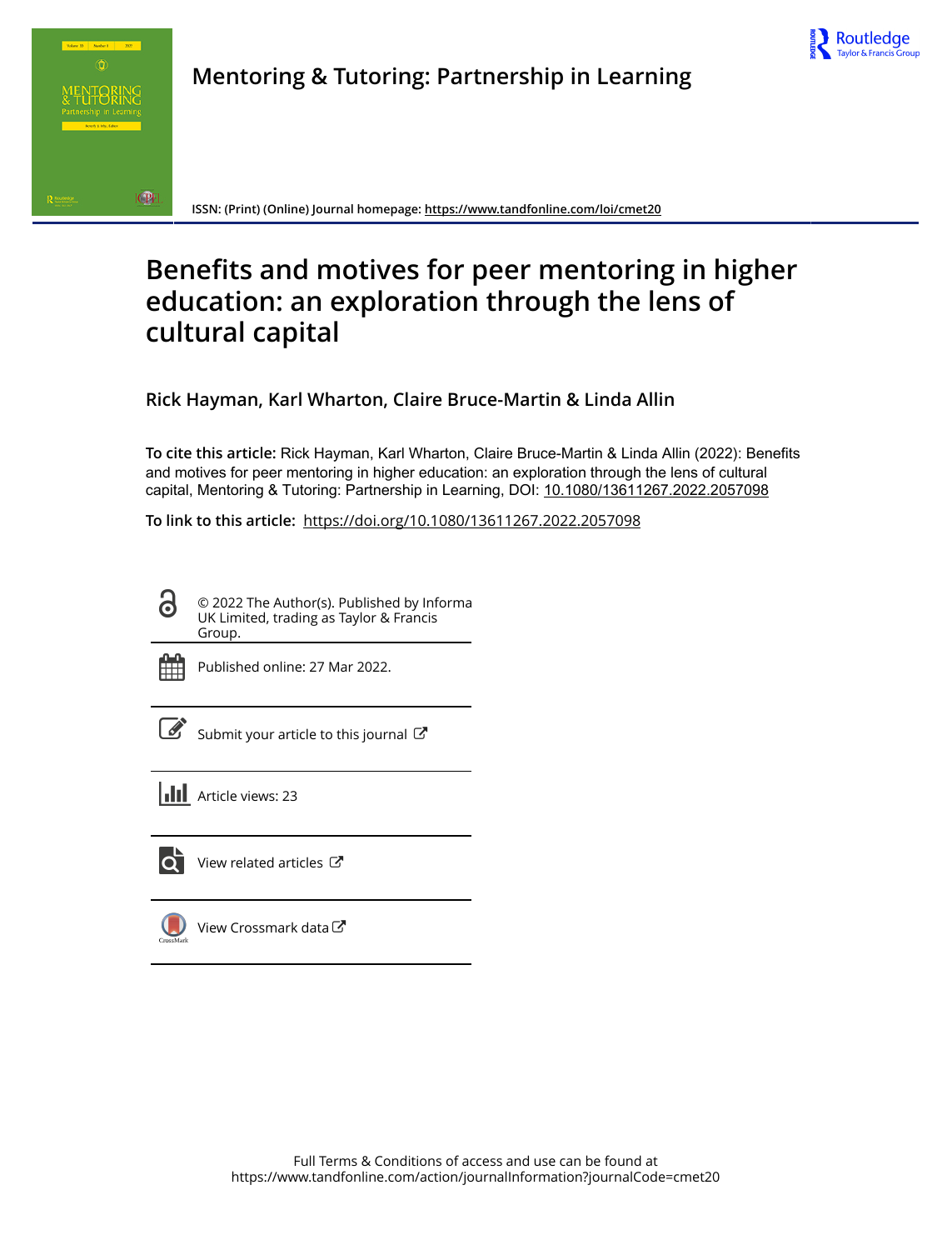Mentoring & Tutoring: Partnership in Learning

ISSN: (Print) (Online) Journal homepage: https://www.tandfonline.com/loi/cmet20

# Benefits and motives for peer mentoring in higher education: an exploration through the lens of cultural capital

**Rick Hayman, Karl Wharton, Claire Bruce-Martin & Linda Allin**

**To cite this article:** Rick Hayman, Karl Wharton, Claire Bruce-Martin & Linda Allin (2022): Benefits and motives for peer mentoring in higher education: an exploration through the lens of cultural capital, Mentoring & Tutoring: Partnership in Learning, DOI: 10.1080/13611267.2022.2057098

**To link to this article:** https://doi.org/10.1080/13611267.2022.2057098

© 2022 The Author(s). Published by Informa UK Limited, trading as Taylor & Francis Group.

Published online: 27 Mar 2022.

Submit your article to this journal

Article views: 23

View related articles

View Crossmark data

Full Terms & Conditions of access and use can be found at
https://www.tandfonline.com/action/journalInformation?journalCode=cmet20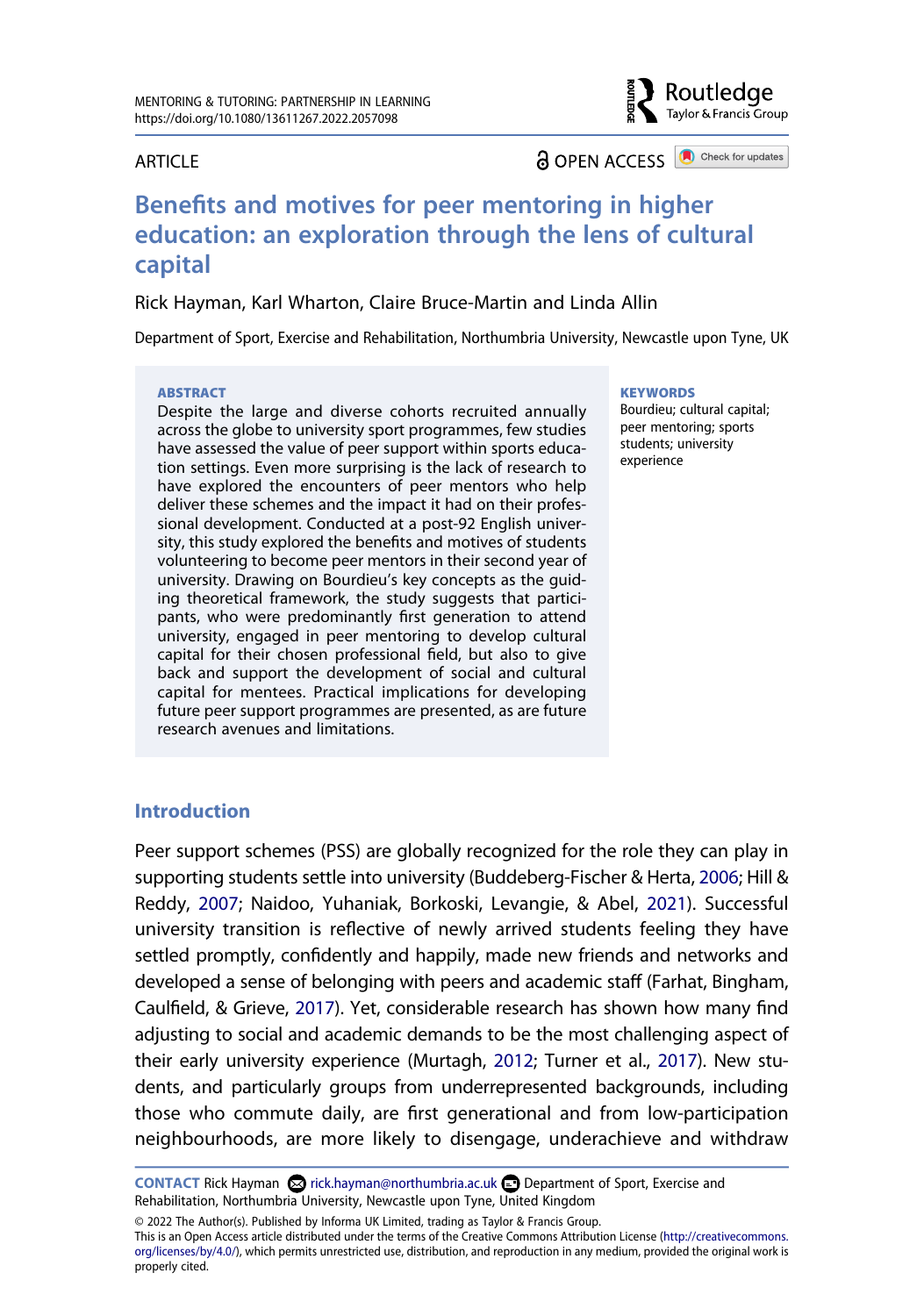ARTICLE

OPEN ACCESS

# Benefits and motives for peer mentoring in higher education: an exploration through the lens of cultural capital

Rick Hayman, Karl Wharton, Claire Bruce-Martin and Linda Allin

Department of Sport, Exercise and Rehabilitation, Northumbria University, Newcastle upon Tyne, UK

**ABSTRACT**

Despite the large and diverse cohorts recruited annually across the globe to university sport programmes, few studies have assessed the value of peer support within sports education settings. Even more surprising is the lack of research to have explored the encounters of peer mentors who help deliver these schemes and the impact it had on their professional development. Conducted at a post-92 English university, this study explored the benefits and motives of students volunteering to become peer mentors in their second year of university. Drawing on Bourdieu's key concepts as the guiding theoretical framework, the study suggests that participants, who were predominantly first generation to attend university, engaged in peer mentoring to develop cultural capital for their chosen professional field, but also to give back and support the development of social and cultural capital for mentees. Practical implications for developing future peer support programmes are presented, as are future research avenues and limitations.

**KEYWORDS**

Bourdieu; cultural capital; peer mentoring; sports students; university experience

## Introduction

Peer support schemes (PSS) are globally recognized for the role they can play in supporting students settle into university (Buddeberg-Fischer & Herta, 2006; Hill & Reddy, 2007; Naidoo, Yuhaniak, Borkoski, Levangie, & Abel, 2021). Successful university transition is reflective of newly arrived students feeling they have settled promptly, confidently and happily, made new friends and networks and developed a sense of belonging with peers and academic staff (Farhat, Bingham, Caulfield, & Grieve, 2017). Yet, considerable research has shown how many find adjusting to social and academic demands to be the most challenging aspect of their early university experience (Murtagh, 2012; Turner et al., 2017). New students, and particularly groups from underrepresented backgrounds, including those who commute daily, are first generational and from low-participation neighbourhoods, are more likely to disengage, underachieve and withdraw

**CONTACT** Rick Hayman rick.hayman@northumbria.ac.uk Department of Sport, Exercise and Rehabilitation, Northumbria University, Newcastle upon Tyne, United Kingdom

© 2022 The Author(s). Published by Informa UK Limited, trading as Taylor & Francis Group.
This is an Open Access article distributed under the terms of the Creative Commons Attribution License (http://creativecommons.org/licenses/by/4.0/), which permits unrestricted use, distribution, and reproduction in any medium, provided the original work is properly cited.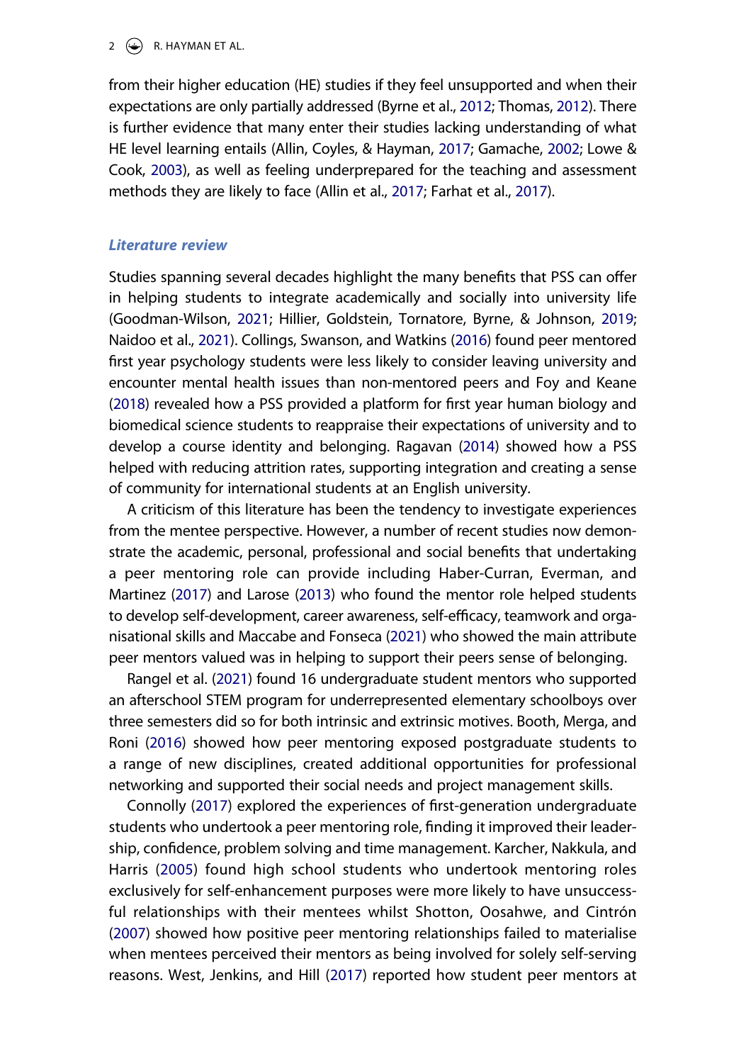from their higher education (HE) studies if they feel unsupported and when their expectations are only partially addressed (Byrne et al., 2012; Thomas, 2012). There is further evidence that many enter their studies lacking understanding of what HE level learning entails (Allin, Coyles, & Hayman, 2017; Gamache, 2002; Lowe & Cook, 2003), as well as feeling underprepared for the teaching and assessment methods they are likely to face (Allin et al., 2017; Farhat et al., 2017).

### *Literature review*

Studies spanning several decades highlight the many benefits that PSS can offer in helping students to integrate academically and socially into university life (Goodman-Wilson, 2021; Hillier, Goldstein, Tornatore, Byrne, & Johnson, 2019; Naidoo et al., 2021). Collings, Swanson, and Watkins (2016) found peer mentored first year psychology students were less likely to consider leaving university and encounter mental health issues than non-mentored peers and Foy and Keane (2018) revealed how a PSS provided a platform for first year human biology and biomedical science students to reappraise their expectations of university and to develop a course identity and belonging. Ragavan (2014) showed how a PSS helped with reducing attrition rates, supporting integration and creating a sense of community for international students at an English university.

A criticism of this literature has been the tendency to investigate experiences from the mentee perspective. However, a number of recent studies now demonstrate the academic, personal, professional and social benefits that undertaking a peer mentoring role can provide including Haber-Curran, Everman, and Martinez (2017) and Larose (2013) who found the mentor role helped students to develop self-development, career awareness, self-efficacy, teamwork and organisational skills and Maccabe and Fonseca (2021) who showed the main attribute peer mentors valued was in helping to support their peers sense of belonging.

Rangel et al. (2021) found 16 undergraduate student mentors who supported an afterschool STEM program for underrepresented elementary schoolboys over three semesters did so for both intrinsic and extrinsic motives. Booth, Merga, and Roni (2016) showed how peer mentoring exposed postgraduate students to a range of new disciplines, created additional opportunities for professional networking and supported their social needs and project management skills.

Connolly (2017) explored the experiences of first-generation undergraduate students who undertook a peer mentoring role, finding it improved their leadership, confidence, problem solving and time management. Karcher, Nakkula, and Harris (2005) found high school students who undertook mentoring roles exclusively for self-enhancement purposes were more likely to have unsuccessful relationships with their mentees whilst Shotton, Oosahwe, and Cintrón (2007) showed how positive peer mentoring relationships failed to materialise when mentees perceived their mentors as being involved for solely self-serving reasons. West, Jenkins, and Hill (2017) reported how student peer mentors at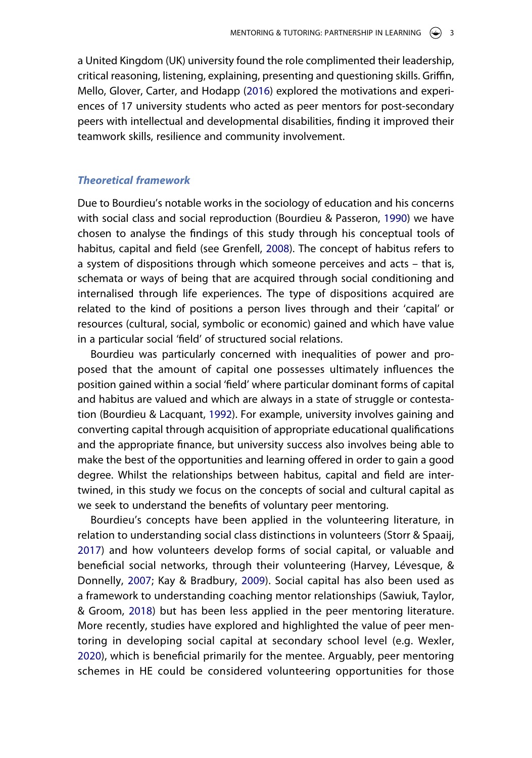a United Kingdom (UK) university found the role complimented their leadership, critical reasoning, listening, explaining, presenting and questioning skills. Griffin, Mello, Glover, Carter, and Hodapp (2016) explored the motivations and experiences of 17 university students who acted as peer mentors for post-secondary peers with intellectual and developmental disabilities, finding it improved their teamwork skills, resilience and community involvement.

### *Theoretical framework*

Due to Bourdieu's notable works in the sociology of education and his concerns with social class and social reproduction (Bourdieu & Passeron, 1990) we have chosen to analyse the findings of this study through his conceptual tools of habitus, capital and field (see Grenfell, 2008). The concept of habitus refers to a system of dispositions through which someone perceives and acts – that is, schemata or ways of being that are acquired through social conditioning and internalised through life experiences. The type of dispositions acquired are related to the kind of positions a person lives through and their 'capital' or resources (cultural, social, symbolic or economic) gained and which have value in a particular social 'field' of structured social relations.

Bourdieu was particularly concerned with inequalities of power and proposed that the amount of capital one possesses ultimately influences the position gained within a social 'field' where particular dominant forms of capital and habitus are valued and which are always in a state of struggle or contestation (Bourdieu & Lacquant, 1992). For example, university involves gaining and converting capital through acquisition of appropriate educational qualifications and the appropriate finance, but university success also involves being able to make the best of the opportunities and learning offered in order to gain a good degree. Whilst the relationships between habitus, capital and field are intertwined, in this study we focus on the concepts of social and cultural capital as we seek to understand the benefits of voluntary peer mentoring.

Bourdieu's concepts have been applied in the volunteering literature, in relation to understanding social class distinctions in volunteers (Storr & Spaaij, 2017) and how volunteers develop forms of social capital, or valuable and beneficial social networks, through their volunteering (Harvey, Lévesque, & Donnelly, 2007; Kay & Bradbury, 2009). Social capital has also been used as a framework to understanding coaching mentor relationships (Sawiuk, Taylor, & Groom, 2018) but has been less applied in the peer mentoring literature. More recently, studies have explored and highlighted the value of peer mentoring in developing social capital at secondary school level (e.g. Wexler, 2020), which is beneficial primarily for the mentee. Arguably, peer mentoring schemes in HE could be considered volunteering opportunities for those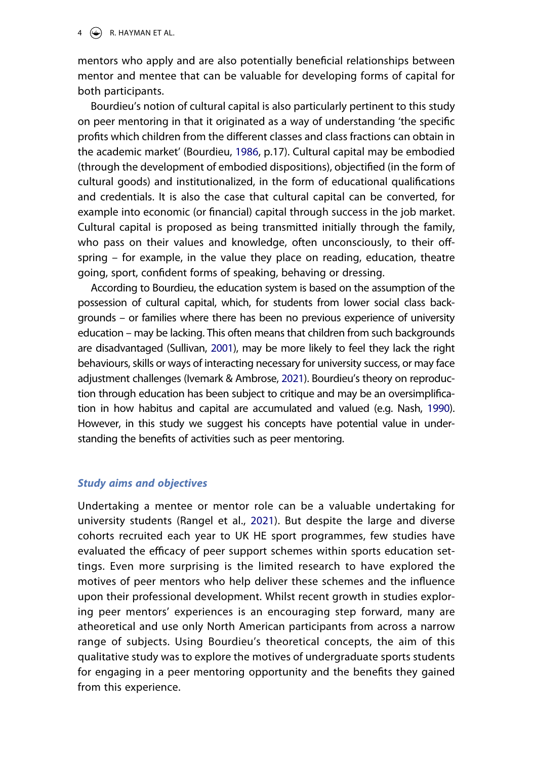mentors who apply and are also potentially beneficial relationships between mentor and mentee that can be valuable for developing forms of capital for both participants.

Bourdieu's notion of cultural capital is also particularly pertinent to this study on peer mentoring in that it originated as a way of understanding 'the specific profits which children from the different classes and class fractions can obtain in the academic market' (Bourdieu, 1986, p.17). Cultural capital may be embodied (through the development of embodied dispositions), objectified (in the form of cultural goods) and institutionalized, in the form of educational qualifications and credentials. It is also the case that cultural capital can be converted, for example into economic (or financial) capital through success in the job market. Cultural capital is proposed as being transmitted initially through the family, who pass on their values and knowledge, often unconsciously, to their offspring – for example, in the value they place on reading, education, theatre going, sport, confident forms of speaking, behaving or dressing.

According to Bourdieu, the education system is based on the assumption of the possession of cultural capital, which, for students from lower social class backgrounds – or families where there has been no previous experience of university education – may be lacking. This often means that children from such backgrounds are disadvantaged (Sullivan, 2001), may be more likely to feel they lack the right behaviours, skills or ways of interacting necessary for university success, or may face adjustment challenges (Ivemark & Ambrose, 2021). Bourdieu's theory on reproduction through education has been subject to critique and may be an oversimplification in how habitus and capital are accumulated and valued (e.g. Nash, 1990). However, in this study we suggest his concepts have potential value in understanding the benefits of activities such as peer mentoring.

### *Study aims and objectives*

Undertaking a mentee or mentor role can be a valuable undertaking for university students (Rangel et al., 2021). But despite the large and diverse cohorts recruited each year to UK HE sport programmes, few studies have evaluated the efficacy of peer support schemes within sports education settings. Even more surprising is the limited research to have explored the motives of peer mentors who help deliver these schemes and the influence upon their professional development. Whilst recent growth in studies exploring peer mentors' experiences is an encouraging step forward, many are atheoretical and use only North American participants from across a narrow range of subjects. Using Bourdieu's theoretical concepts, the aim of this qualitative study was to explore the motives of undergraduate sports students for engaging in a peer mentoring opportunity and the benefits they gained from this experience.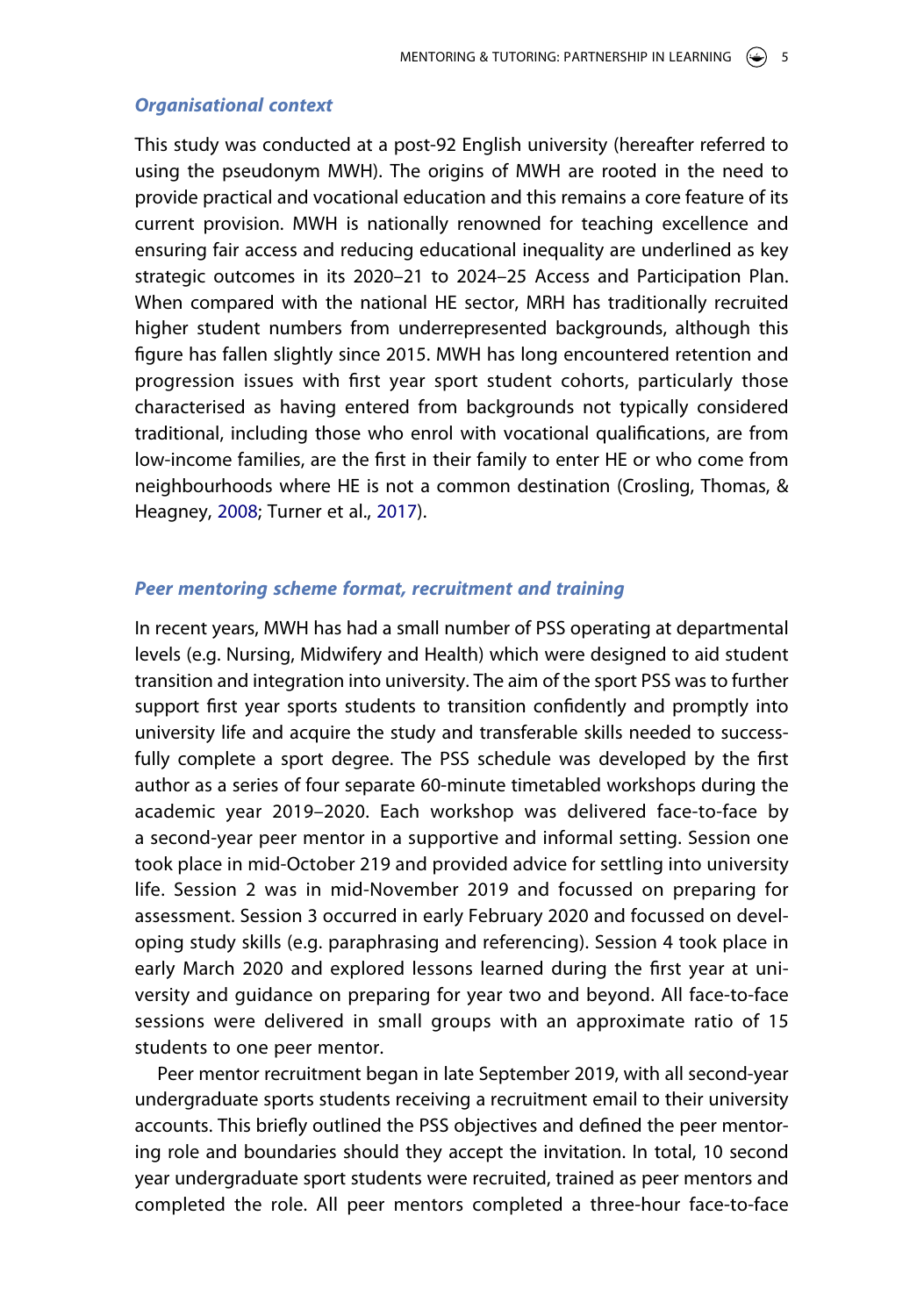### *Organisational context*

This study was conducted at a post-92 English university (hereafter referred to using the pseudonym MWH). The origins of MWH are rooted in the need to provide practical and vocational education and this remains a core feature of its current provision. MWH is nationally renowned for teaching excellence and ensuring fair access and reducing educational inequality are underlined as key strategic outcomes in its 2020–21 to 2024–25 Access and Participation Plan. When compared with the national HE sector, MRH has traditionally recruited higher student numbers from underrepresented backgrounds, although this figure has fallen slightly since 2015. MWH has long encountered retention and progression issues with first year sport student cohorts, particularly those characterised as having entered from backgrounds not typically considered traditional, including those who enrol with vocational qualifications, are from low-income families, are the first in their family to enter HE or who come from neighbourhoods where HE is not a common destination (Crosling, Thomas, & Heagney, 2008; Turner et al., 2017).

### *Peer mentoring scheme format, recruitment and training*

In recent years, MWH has had a small number of PSS operating at departmental levels (e.g. Nursing, Midwifery and Health) which were designed to aid student transition and integration into university. The aim of the sport PSS was to further support first year sports students to transition confidently and promptly into university life and acquire the study and transferable skills needed to successfully complete a sport degree. The PSS schedule was developed by the first author as a series of four separate 60-minute timetabled workshops during the academic year 2019–2020. Each workshop was delivered face-to-face by a second-year peer mentor in a supportive and informal setting. Session one took place in mid-October 219 and provided advice for settling into university life. Session 2 was in mid-November 2019 and focussed on preparing for assessment. Session 3 occurred in early February 2020 and focussed on developing study skills (e.g. paraphrasing and referencing). Session 4 took place in early March 2020 and explored lessons learned during the first year at university and guidance on preparing for year two and beyond. All face-to-face sessions were delivered in small groups with an approximate ratio of 15 students to one peer mentor.

Peer mentor recruitment began in late September 2019, with all second-year undergraduate sports students receiving a recruitment email to their university accounts. This briefly outlined the PSS objectives and defined the peer mentoring role and boundaries should they accept the invitation. In total, 10 second year undergraduate sport students were recruited, trained as peer mentors and completed the role. All peer mentors completed a three-hour face-to-face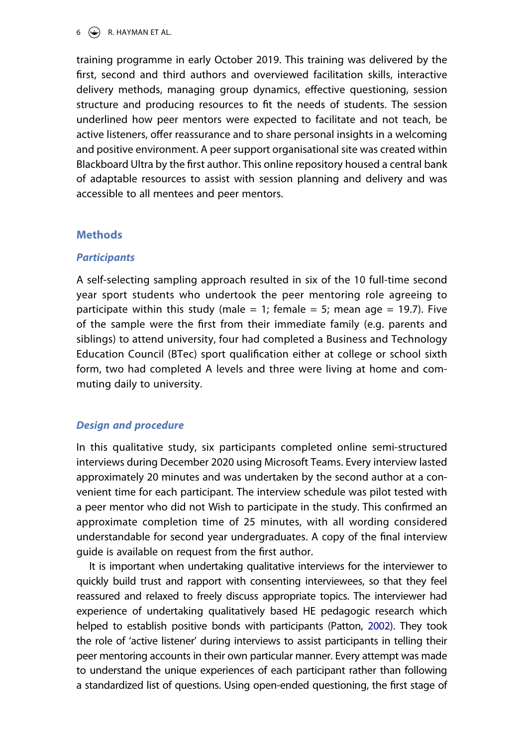training programme in early October 2019. This training was delivered by the first, second and third authors and overviewed facilitation skills, interactive delivery methods, managing group dynamics, effective questioning, session structure and producing resources to fit the needs of students. The session underlined how peer mentors were expected to facilitate and not teach, be active listeners, offer reassurance and to share personal insights in a welcoming and positive environment. A peer support organisational site was created within Blackboard Ultra by the first author. This online repository housed a central bank of adaptable resources to assist with session planning and delivery and was accessible to all mentees and peer mentors.

## Methods

### *Participants*

A self-selecting sampling approach resulted in six of the 10 full-time second year sport students who undertook the peer mentoring role agreeing to participate within this study (male = 1; female = 5; mean age = 19.7). Five of the sample were the first from their immediate family (e.g. parents and siblings) to attend university, four had completed a Business and Technology Education Council (BTec) sport qualification either at college or school sixth form, two had completed A levels and three were living at home and commuting daily to university.

### *Design and procedure*

In this qualitative study, six participants completed online semi-structured interviews during December 2020 using Microsoft Teams. Every interview lasted approximately 20 minutes and was undertaken by the second author at a convenient time for each participant. The interview schedule was pilot tested with a peer mentor who did not Wish to participate in the study. This confirmed an approximate completion time of 25 minutes, with all wording considered understandable for second year undergraduates. A copy of the final interview guide is available on request from the first author.

It is important when undertaking qualitative interviews for the interviewer to quickly build trust and rapport with consenting interviewees, so that they feel reassured and relaxed to freely discuss appropriate topics. The interviewer had experience of undertaking qualitatively based HE pedagogic research which helped to establish positive bonds with participants (Patton, 2002). They took the role of 'active listener' during interviews to assist participants in telling their peer mentoring accounts in their own particular manner. Every attempt was made to understand the unique experiences of each participant rather than following a standardized list of questions. Using open-ended questioning, the first stage of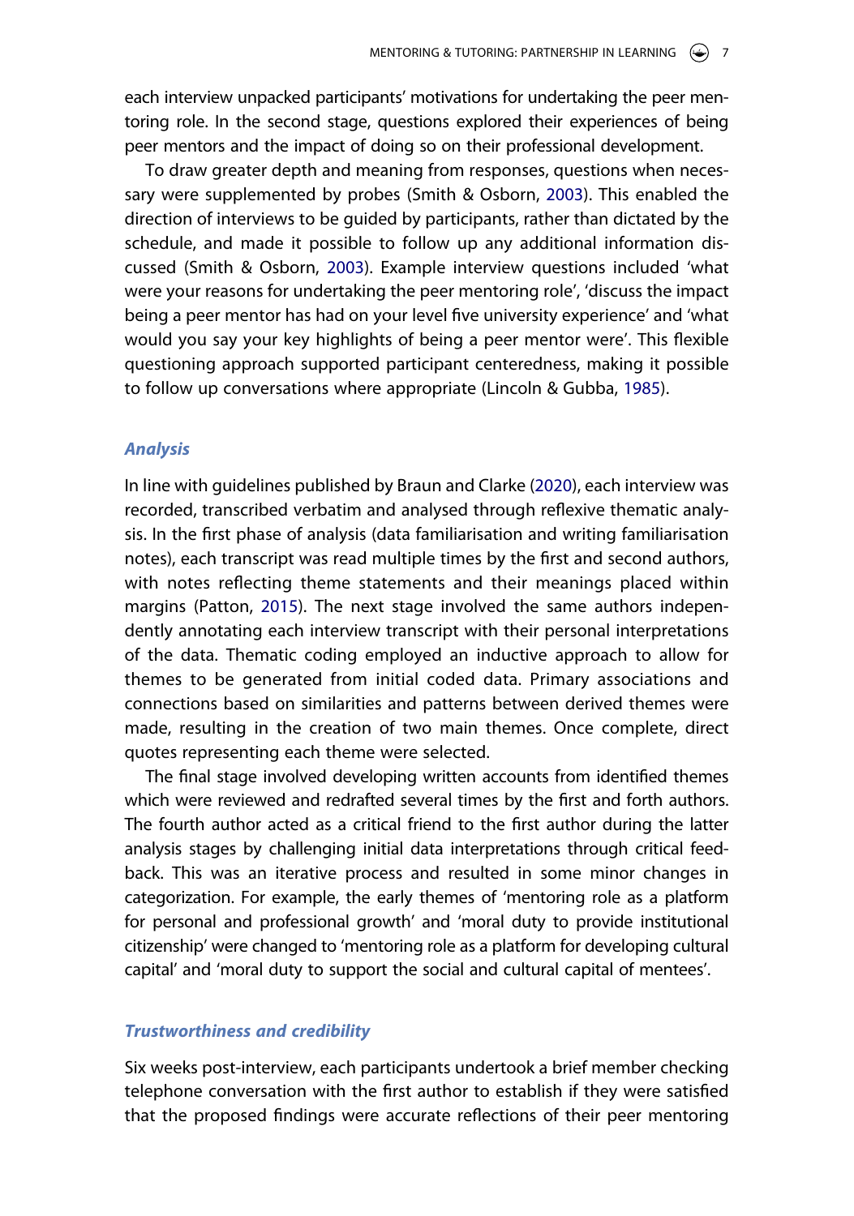each interview unpacked participants' motivations for undertaking the peer mentoring role. In the second stage, questions explored their experiences of being peer mentors and the impact of doing so on their professional development.

To draw greater depth and meaning from responses, questions when necessary were supplemented by probes (Smith & Osborn, 2003). This enabled the direction of interviews to be guided by participants, rather than dictated by the schedule, and made it possible to follow up any additional information discussed (Smith & Osborn, 2003). Example interview questions included 'what were your reasons for undertaking the peer mentoring role', 'discuss the impact being a peer mentor has had on your level five university experience' and 'what would you say your key highlights of being a peer mentor were'. This flexible questioning approach supported participant centeredness, making it possible to follow up conversations where appropriate (Lincoln & Gubba, 1985).

### *Analysis*

In line with guidelines published by Braun and Clarke (2020), each interview was recorded, transcribed verbatim and analysed through reflexive thematic analysis. In the first phase of analysis (data familiarisation and writing familiarisation notes), each transcript was read multiple times by the first and second authors, with notes reflecting theme statements and their meanings placed within margins (Patton, 2015). The next stage involved the same authors independently annotating each interview transcript with their personal interpretations of the data. Thematic coding employed an inductive approach to allow for themes to be generated from initial coded data. Primary associations and connections based on similarities and patterns between derived themes were made, resulting in the creation of two main themes. Once complete, direct quotes representing each theme were selected.

The final stage involved developing written accounts from identified themes which were reviewed and redrafted several times by the first and forth authors. The fourth author acted as a critical friend to the first author during the latter analysis stages by challenging initial data interpretations through critical feedback. This was an iterative process and resulted in some minor changes in categorization. For example, the early themes of 'mentoring role as a platform for personal and professional growth' and 'moral duty to provide institutional citizenship' were changed to 'mentoring role as a platform for developing cultural capital' and 'moral duty to support the social and cultural capital of mentees'.

### *Trustworthiness and credibility*

Six weeks post-interview, each participants undertook a brief member checking telephone conversation with the first author to establish if they were satisfied that the proposed findings were accurate reflections of their peer mentoring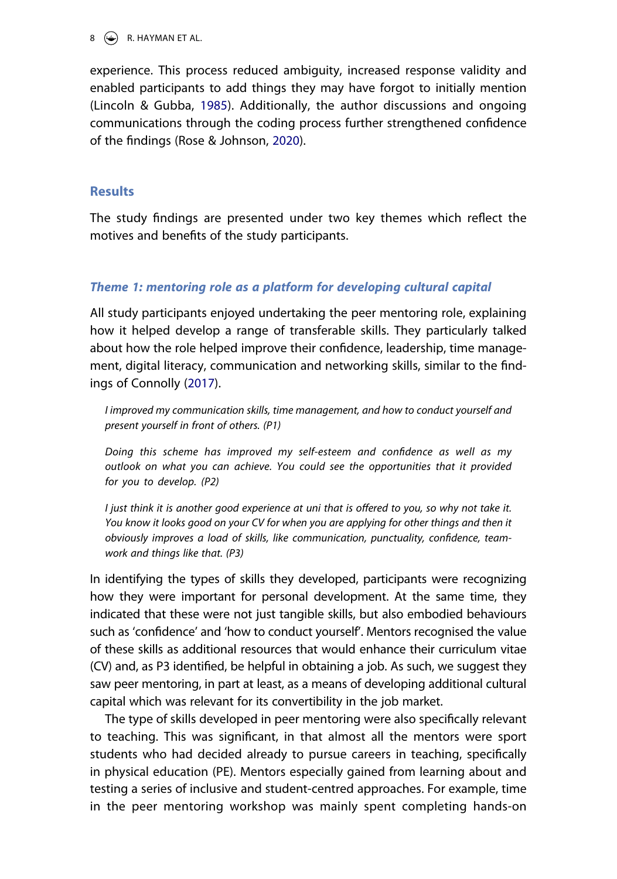experience. This process reduced ambiguity, increased response validity and enabled participants to add things they may have forgot to initially mention (Lincoln & Gubba, 1985). Additionally, the author discussions and ongoing communications through the coding process further strengthened confidence of the findings (Rose & Johnson, 2020).

## Results

The study findings are presented under two key themes which reflect the motives and benefits of the study participants.

### *Theme 1: mentoring role as a platform for developing cultural capital*

All study participants enjoyed undertaking the peer mentoring role, explaining how it helped develop a range of transferable skills. They particularly talked about how the role helped improve their confidence, leadership, time management, digital literacy, communication and networking skills, similar to the findings of Connolly (2017).

> *I improved my communication skills, time management, and how to conduct yourself and present yourself in front of others. (P1)*

> *Doing this scheme has improved my self-esteem and confidence as well as my outlook on what you can achieve. You could see the opportunities that it provided for you to develop. (P2)*

> *I just think it is another good experience at uni that is offered to you, so why not take it. You know it looks good on your CV for when you are applying for other things and then it obviously improves a load of skills, like communication, punctuality, confidence, teamwork and things like that. (P3)*

In identifying the types of skills they developed, participants were recognizing how they were important for personal development. At the same time, they indicated that these were not just tangible skills, but also embodied behaviours such as 'confidence' and 'how to conduct yourself'. Mentors recognised the value of these skills as additional resources that would enhance their curriculum vitae (CV) and, as P3 identified, be helpful in obtaining a job. As such, we suggest they saw peer mentoring, in part at least, as a means of developing additional cultural capital which was relevant for its convertibility in the job market.

The type of skills developed in peer mentoring were also specifically relevant to teaching. This was significant, in that almost all the mentors were sport students who had decided already to pursue careers in teaching, specifically in physical education (PE). Mentors especially gained from learning about and testing a series of inclusive and student-centred approaches. For example, time in the peer mentoring workshop was mainly spent completing hands-on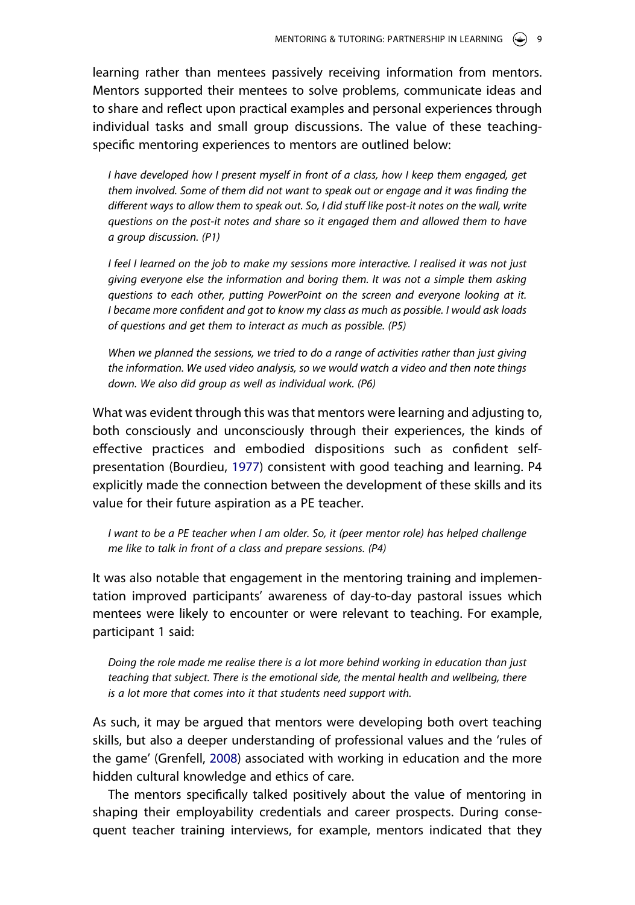learning rather than mentees passively receiving information from mentors. Mentors supported their mentees to solve problems, communicate ideas and to share and reflect upon practical examples and personal experiences through individual tasks and small group discussions. The value of these teaching-specific mentoring experiences to mentors are outlined below:

> *I have developed how I present myself in front of a class, how I keep them engaged, get them involved. Some of them did not want to speak out or engage and it was finding the different ways to allow them to speak out. So, I did stuff like post-it notes on the wall, write questions on the post-it notes and share so it engaged them and allowed them to have a group discussion. (P1)*

> *I feel I learned on the job to make my sessions more interactive. I realised it was not just giving everyone else the information and boring them. It was not a simple them asking questions to each other, putting PowerPoint on the screen and everyone looking at it. I became more confident and got to know my class as much as possible. I would ask loads of questions and get them to interact as much as possible. (P5)*

> *When we planned the sessions, we tried to do a range of activities rather than just giving the information. We used video analysis, so we would watch a video and then note things down. We also did group as well as individual work. (P6)*

What was evident through this was that mentors were learning and adjusting to, both consciously and unconsciously through their experiences, the kinds of effective practices and embodied dispositions such as confident self-presentation (Bourdieu, 1977) consistent with good teaching and learning. P4 explicitly made the connection between the development of these skills and its value for their future aspiration as a PE teacher.

> *I want to be a PE teacher when I am older. So, it (peer mentor role) has helped challenge me like to talk in front of a class and prepare sessions. (P4)*

It was also notable that engagement in the mentoring training and implementation improved participants' awareness of day-to-day pastoral issues which mentees were likely to encounter or were relevant to teaching. For example, participant 1 said:

> *Doing the role made me realise there is a lot more behind working in education than just teaching that subject. There is the emotional side, the mental health and wellbeing, there is a lot more that comes into it that students need support with.*

As such, it may be argued that mentors were developing both overt teaching skills, but also a deeper understanding of professional values and the 'rules of the game' (Grenfell, 2008) associated with working in education and the more hidden cultural knowledge and ethics of care.

The mentors specifically talked positively about the value of mentoring in shaping their employability credentials and career prospects. During consequent teacher training interviews, for example, mentors indicated that they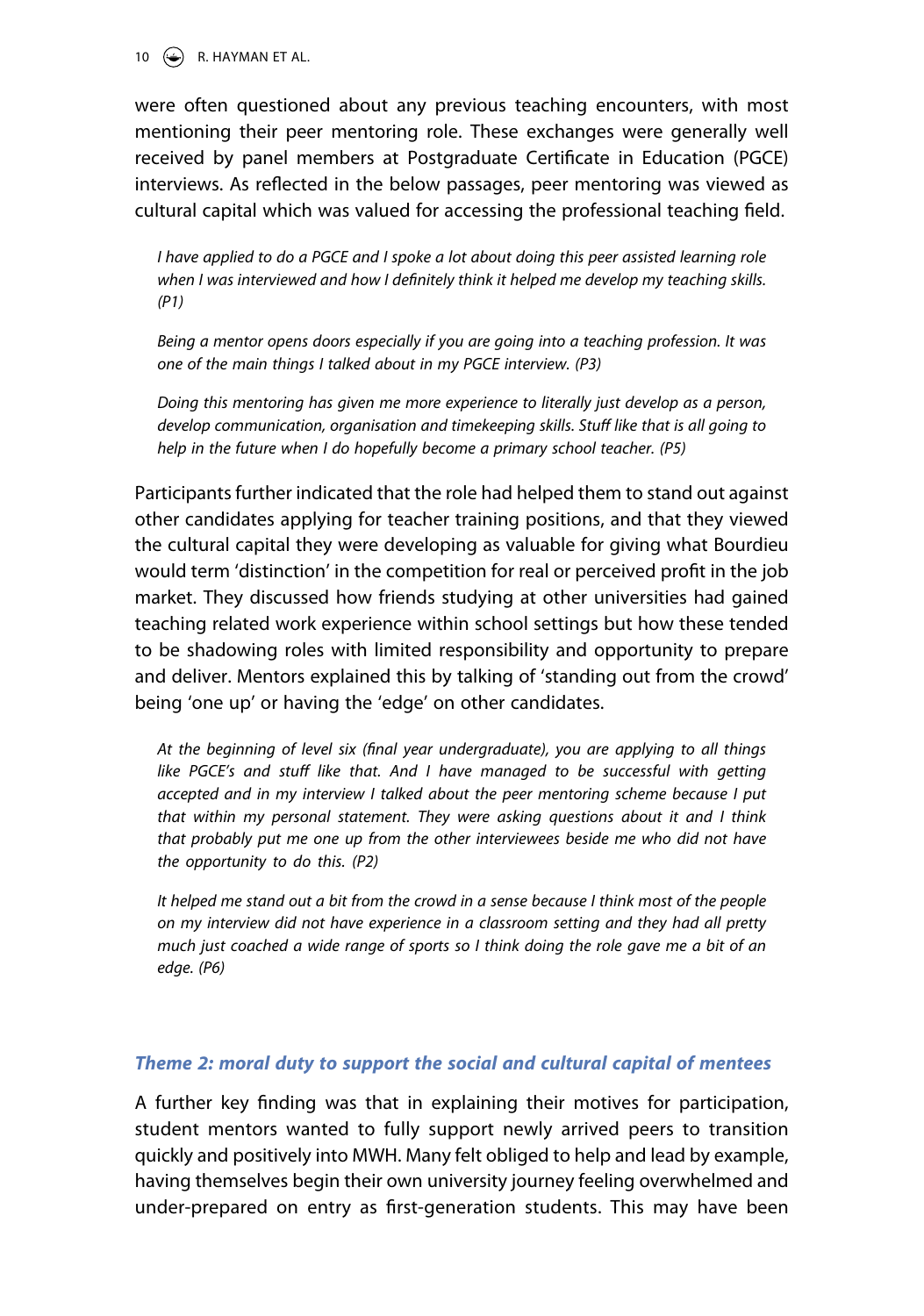were often questioned about any previous teaching encounters, with most mentioning their peer mentoring role. These exchanges were generally well received by panel members at Postgraduate Certificate in Education (PGCE) interviews. As reflected in the below passages, peer mentoring was viewed as cultural capital which was valued for accessing the professional teaching field.

> *I have applied to do a PGCE and I spoke a lot about doing this peer assisted learning role when I was interviewed and how I definitely think it helped me develop my teaching skills. (P1)*

> *Being a mentor opens doors especially if you are going into a teaching profession. It was one of the main things I talked about in my PGCE interview. (P3)*

> *Doing this mentoring has given me more experience to literally just develop as a person, develop communication, organisation and timekeeping skills. Stuff like that is all going to help in the future when I do hopefully become a primary school teacher. (P5)*

Participants further indicated that the role had helped them to stand out against other candidates applying for teacher training positions, and that they viewed the cultural capital they were developing as valuable for giving what Bourdieu would term 'distinction' in the competition for real or perceived profit in the job market. They discussed how friends studying at other universities had gained teaching related work experience within school settings but how these tended to be shadowing roles with limited responsibility and opportunity to prepare and deliver. Mentors explained this by talking of 'standing out from the crowd' being 'one up' or having the 'edge' on other candidates.

> *At the beginning of level six (final year undergraduate), you are applying to all things like PGCE's and stuff like that. And I have managed to be successful with getting accepted and in my interview I talked about the peer mentoring scheme because I put that within my personal statement. They were asking questions about it and I think that probably put me one up from the other interviewees beside me who did not have the opportunity to do this. (P2)*

> *It helped me stand out a bit from the crowd in a sense because I think most of the people on my interview did not have experience in a classroom setting and they had all pretty much just coached a wide range of sports so I think doing the role gave me a bit of an edge. (P6)*

### *Theme 2: moral duty to support the social and cultural capital of mentees*

A further key finding was that in explaining their motives for participation, student mentors wanted to fully support newly arrived peers to transition quickly and positively into MWH. Many felt obliged to help and lead by example, having themselves begin their own university journey feeling overwhelmed and under-prepared on entry as first-generation students. This may have been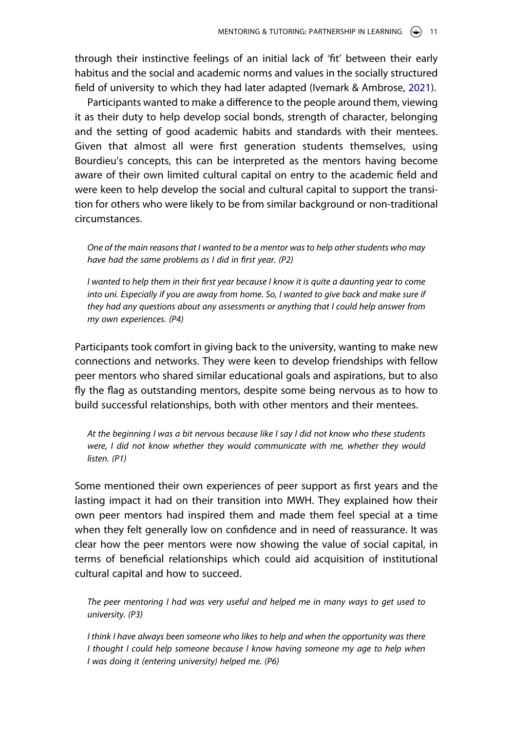through their instinctive feelings of an initial lack of 'fit' between their early habitus and the social and academic norms and values in the socially structured field of university to which they had later adapted (Ivemark & Ambrose, 2021).

Participants wanted to make a difference to the people around them, viewing it as their duty to help develop social bonds, strength of character, belonging and the setting of good academic habits and standards with their mentees. Given that almost all were first generation students themselves, using Bourdieu's concepts, this can be interpreted as the mentors having become aware of their own limited cultural capital on entry to the academic field and were keen to help develop the social and cultural capital to support the transition for others who were likely to be from similar background or non-traditional circumstances.

> *One of the main reasons that I wanted to be a mentor was to help other students who may have had the same problems as I did in first year. (P2)*

> *I wanted to help them in their first year because I know it is quite a daunting year to come into uni. Especially if you are away from home. So, I wanted to give back and make sure if they had any questions about any assessments or anything that I could help answer from my own experiences. (P4)*

Participants took comfort in giving back to the university, wanting to make new connections and networks. They were keen to develop friendships with fellow peer mentors who shared similar educational goals and aspirations, but to also fly the flag as outstanding mentors, despite some being nervous as to how to build successful relationships, both with other mentors and their mentees.

> *At the beginning I was a bit nervous because like I say I did not know who these students were, I did not know whether they would communicate with me, whether they would listen. (P1)*

Some mentioned their own experiences of peer support as first years and the lasting impact it had on their transition into MWH. They explained how their own peer mentors had inspired them and made them feel special at a time when they felt generally low on confidence and in need of reassurance. It was clear how the peer mentors were now showing the value of social capital, in terms of beneficial relationships which could aid acquisition of institutional cultural capital and how to succeed.

> *The peer mentoring I had was very useful and helped me in many ways to get used to university. (P3)*

> *I think I have always been someone who likes to help and when the opportunity was there I thought I could help someone because I know having someone my age to help when I was doing it (entering university) helped me. (P6)*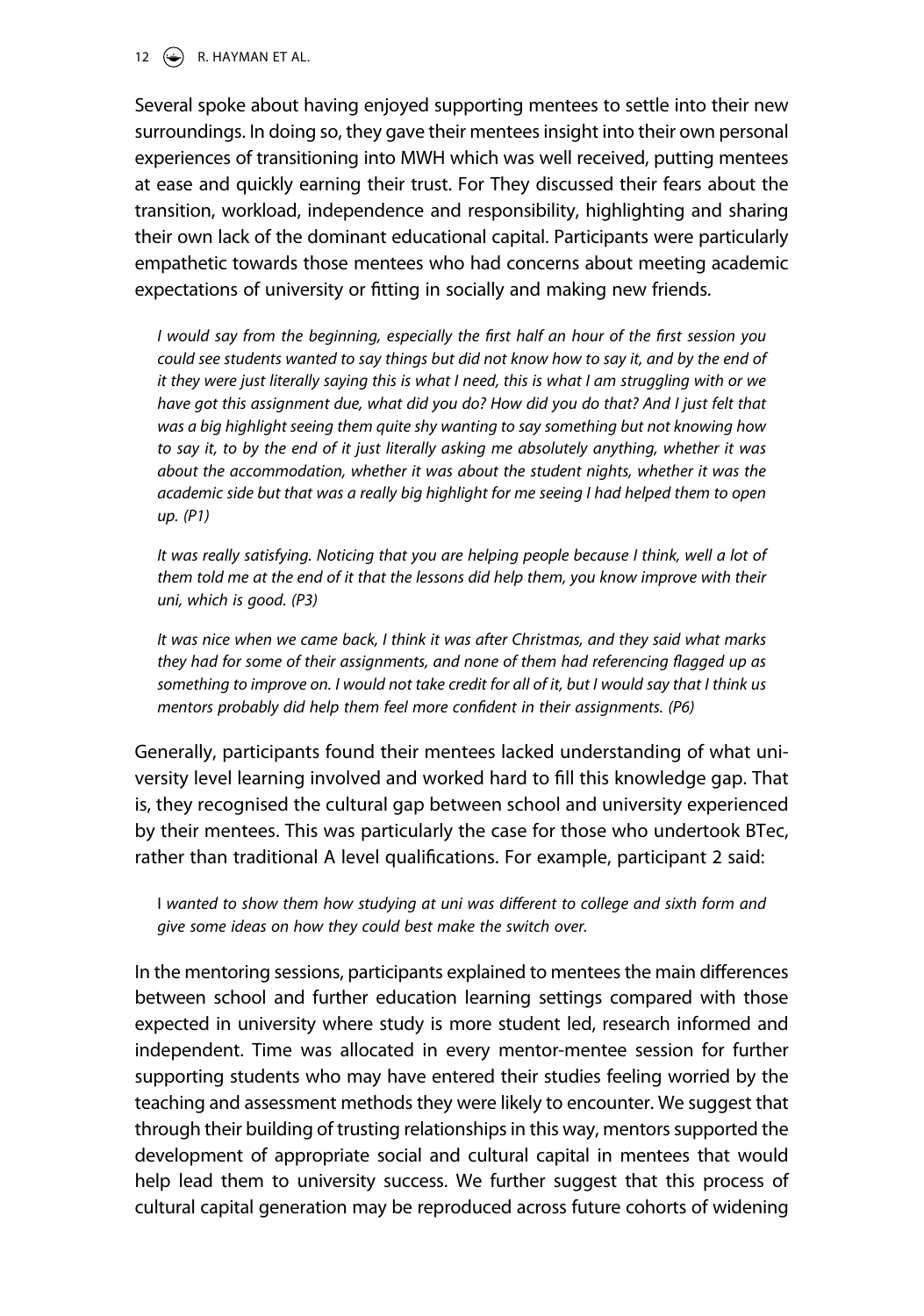Several spoke about having enjoyed supporting mentees to settle into their new surroundings. In doing so, they gave their mentees insight into their own personal experiences of transitioning into MWH which was well received, putting mentees at ease and quickly earning their trust. For They discussed their fears about the transition, workload, independence and responsibility, highlighting and sharing their own lack of the dominant educational capital. Participants were particularly empathetic towards those mentees who had concerns about meeting academic expectations of university or fitting in socially and making new friends.

> *I would say from the beginning, especially the first half an hour of the first session you could see students wanted to say things but did not know how to say it, and by the end of it they were just literally saying this is what I need, this is what I am struggling with or we have got this assignment due, what did you do? How did you do that? And I just felt that was a big highlight seeing them quite shy wanting to say something but not knowing how to say it, to by the end of it just literally asking me absolutely anything, whether it was about the accommodation, whether it was about the student nights, whether it was the academic side but that was a really big highlight for me seeing I had helped them to open up. (P1)*

> *It was really satisfying. Noticing that you are helping people because I think, well a lot of them told me at the end of it that the lessons did help them, you know improve with their uni, which is good. (P3)*

> *It was nice when we came back, I think it was after Christmas, and they said what marks they had for some of their assignments, and none of them had referencing flagged up as something to improve on. I would not take credit for all of it, but I would say that I think us mentors probably did help them feel more confident in their assignments. (P6)*

Generally, participants found their mentees lacked understanding of what university level learning involved and worked hard to fill this knowledge gap. That is, they recognised the cultural gap between school and university experienced by their mentees. This was particularly the case for those who undertook BTec, rather than traditional A level qualifications. For example, participant 2 said:

> I *wanted to show them how studying at uni was different to college and sixth form and give some ideas on how they could best make the switch over.*

In the mentoring sessions, participants explained to mentees the main differences between school and further education learning settings compared with those expected in university where study is more student led, research informed and independent. Time was allocated in every mentor-mentee session for further supporting students who may have entered their studies feeling worried by the teaching and assessment methods they were likely to encounter. We suggest that through their building of trusting relationships in this way, mentors supported the development of appropriate social and cultural capital in mentees that would help lead them to university success. We further suggest that this process of cultural capital generation may be reproduced across future cohorts of widening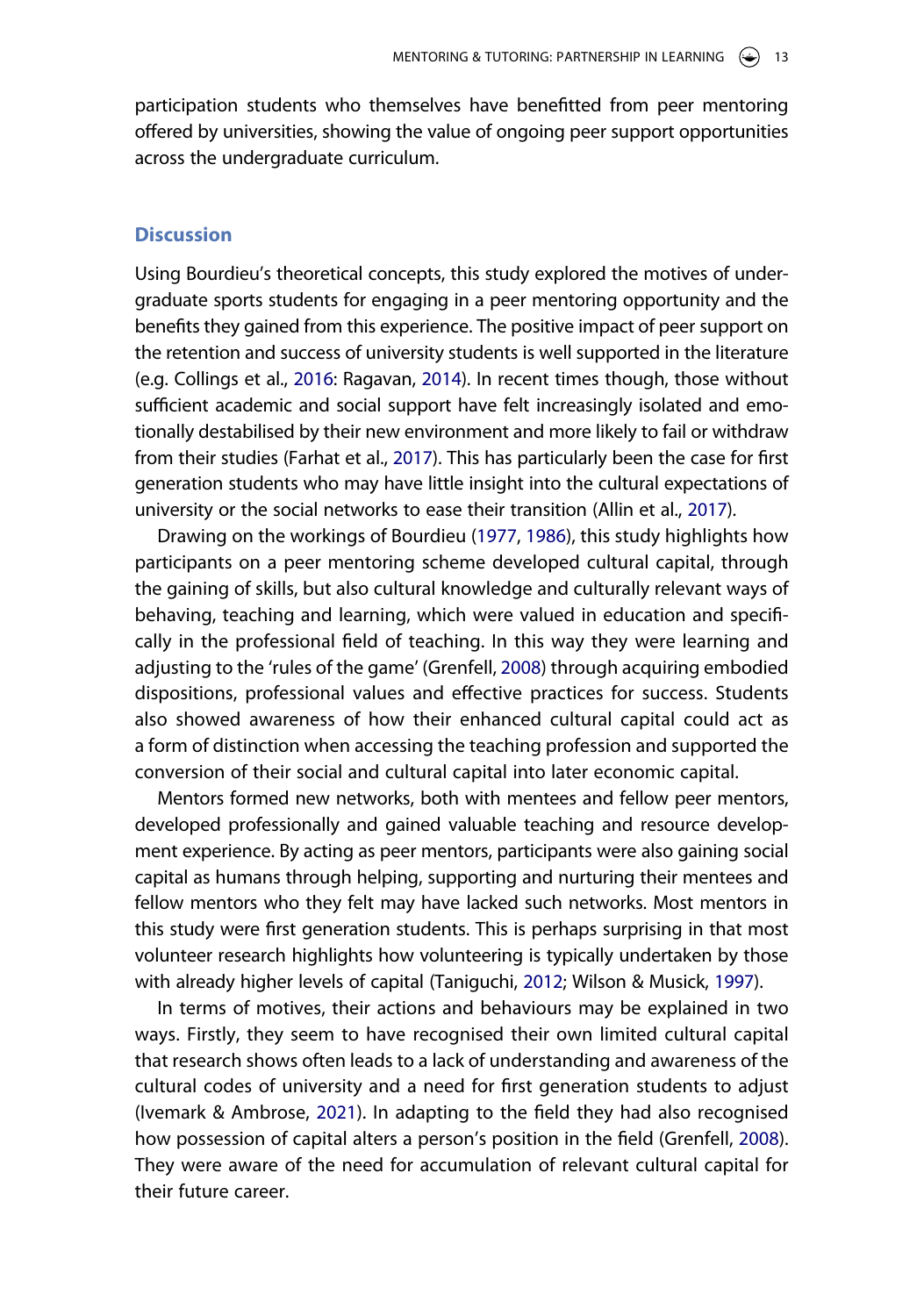participation students who themselves have benefitted from peer mentoring offered by universities, showing the value of ongoing peer support opportunities across the undergraduate curriculum.

## Discussion

Using Bourdieu's theoretical concepts, this study explored the motives of undergraduate sports students for engaging in a peer mentoring opportunity and the benefits they gained from this experience. The positive impact of peer support on the retention and success of university students is well supported in the literature (e.g. Collings et al., 2016: Ragavan, 2014). In recent times though, those without sufficient academic and social support have felt increasingly isolated and emotionally destabilised by their new environment and more likely to fail or withdraw from their studies (Farhat et al., 2017). This has particularly been the case for first generation students who may have little insight into the cultural expectations of university or the social networks to ease their transition (Allin et al., 2017).

Drawing on the workings of Bourdieu (1977, 1986), this study highlights how participants on a peer mentoring scheme developed cultural capital, through the gaining of skills, but also cultural knowledge and culturally relevant ways of behaving, teaching and learning, which were valued in education and specifically in the professional field of teaching. In this way they were learning and adjusting to the 'rules of the game' (Grenfell, 2008) through acquiring embodied dispositions, professional values and effective practices for success. Students also showed awareness of how their enhanced cultural capital could act as a form of distinction when accessing the teaching profession and supported the conversion of their social and cultural capital into later economic capital.

Mentors formed new networks, both with mentees and fellow peer mentors, developed professionally and gained valuable teaching and resource development experience. By acting as peer mentors, participants were also gaining social capital as humans through helping, supporting and nurturing their mentees and fellow mentors who they felt may have lacked such networks. Most mentors in this study were first generation students. This is perhaps surprising in that most volunteer research highlights how volunteering is typically undertaken by those with already higher levels of capital (Taniguchi, 2012; Wilson & Musick, 1997).

In terms of motives, their actions and behaviours may be explained in two ways. Firstly, they seem to have recognised their own limited cultural capital that research shows often leads to a lack of understanding and awareness of the cultural codes of university and a need for first generation students to adjust (Ivemark & Ambrose, 2021). In adapting to the field they had also recognised how possession of capital alters a person's position in the field (Grenfell, 2008). They were aware of the need for accumulation of relevant cultural capital for their future career.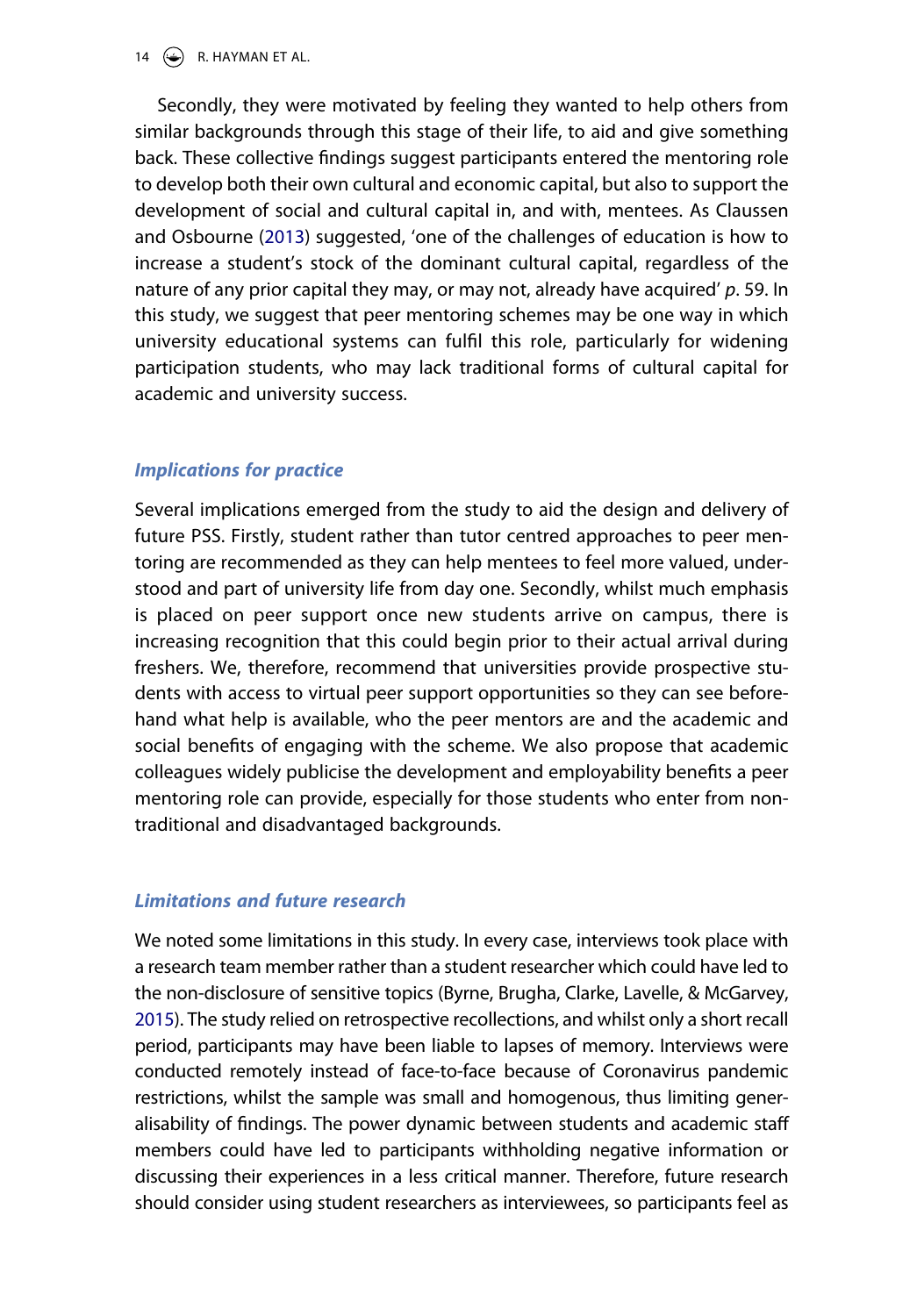Secondly, they were motivated by feeling they wanted to help others from similar backgrounds through this stage of their life, to aid and give something back. These collective findings suggest participants entered the mentoring role to develop both their own cultural and economic capital, but also to support the development of social and cultural capital in, and with, mentees. As Claussen and Osbourne (2013) suggested, 'one of the challenges of education is how to increase a student's stock of the dominant cultural capital, regardless of the nature of any prior capital they may, or may not, already have acquired' *p*. 59. In this study, we suggest that peer mentoring schemes may be one way in which university educational systems can fulfil this role, particularly for widening participation students, who may lack traditional forms of cultural capital for academic and university success.

### *Implications for practice*

Several implications emerged from the study to aid the design and delivery of future PSS. Firstly, student rather than tutor centred approaches to peer mentoring are recommended as they can help mentees to feel more valued, understood and part of university life from day one. Secondly, whilst much emphasis is placed on peer support once new students arrive on campus, there is increasing recognition that this could begin prior to their actual arrival during freshers. We, therefore, recommend that universities provide prospective students with access to virtual peer support opportunities so they can see beforehand what help is available, who the peer mentors are and the academic and social benefits of engaging with the scheme. We also propose that academic colleagues widely publicise the development and employability benefits a peer mentoring role can provide, especially for those students who enter from non-traditional and disadvantaged backgrounds.

### *Limitations and future research*

We noted some limitations in this study. In every case, interviews took place with a research team member rather than a student researcher which could have led to the non-disclosure of sensitive topics (Byrne, Brugha, Clarke, Lavelle, & McGarvey, 2015). The study relied on retrospective recollections, and whilst only a short recall period, participants may have been liable to lapses of memory. Interviews were conducted remotely instead of face-to-face because of Coronavirus pandemic restrictions, whilst the sample was small and homogenous, thus limiting generalisability of findings. The power dynamic between students and academic staff members could have led to participants withholding negative information or discussing their experiences in a less critical manner. Therefore, future research should consider using student researchers as interviewees, so participants feel as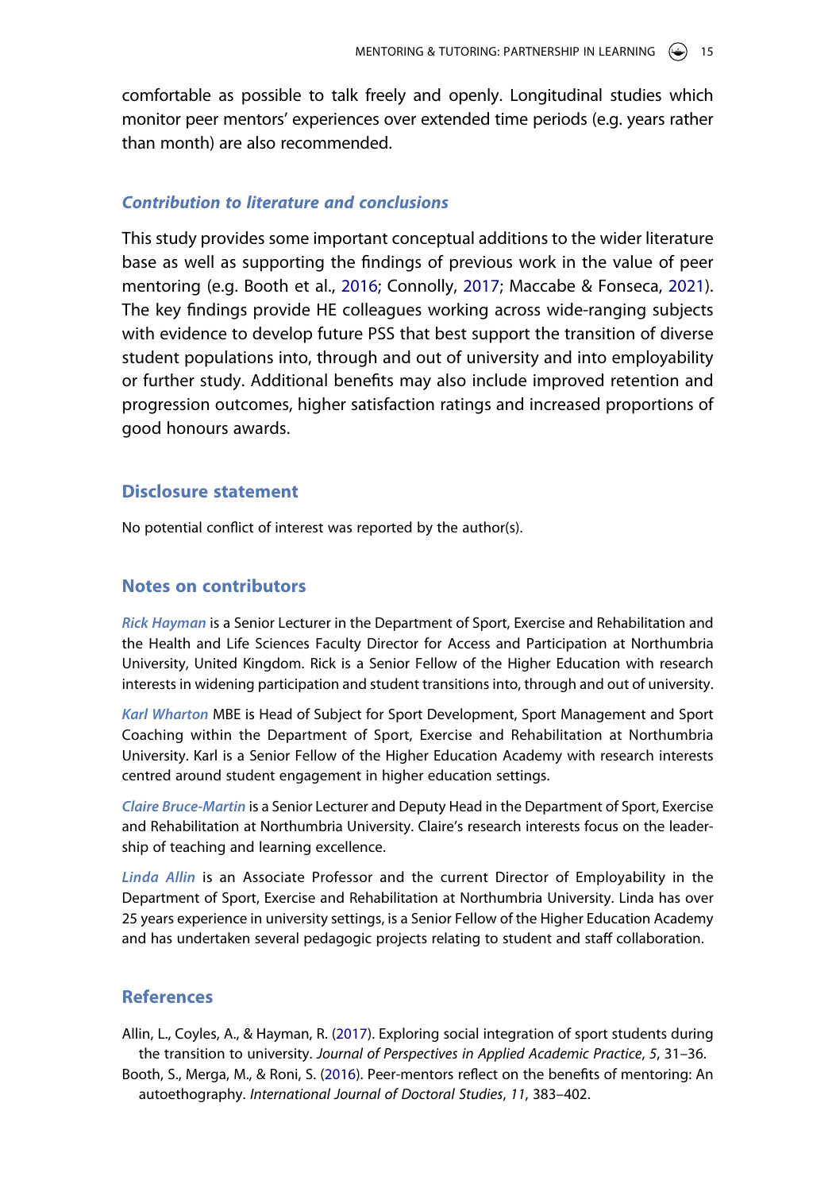comfortable as possible to talk freely and openly. Longitudinal studies which monitor peer mentors' experiences over extended time periods (e.g. years rather than month) are also recommended.

### *Contribution to literature and conclusions*

This study provides some important conceptual additions to the wider literature base as well as supporting the findings of previous work in the value of peer mentoring (e.g. Booth et al., 2016; Connolly, 2017; Maccabe & Fonseca, 2021). The key findings provide HE colleagues working across wide-ranging subjects with evidence to develop future PSS that best support the transition of diverse student populations into, through and out of university and into employability or further study. Additional benefits may also include improved retention and progression outcomes, higher satisfaction ratings and increased proportions of good honours awards.

## Disclosure statement

No potential conflict of interest was reported by the author(s).

## Notes on contributors

*Rick Hayman* is a Senior Lecturer in the Department of Sport, Exercise and Rehabilitation and the Health and Life Sciences Faculty Director for Access and Participation at Northumbria University, United Kingdom. Rick is a Senior Fellow of the Higher Education with research interests in widening participation and student transitions into, through and out of university.

*Karl Wharton* MBE is Head of Subject for Sport Development, Sport Management and Sport Coaching within the Department of Sport, Exercise and Rehabilitation at Northumbria University. Karl is a Senior Fellow of the Higher Education Academy with research interests centred around student engagement in higher education settings.

*Claire Bruce-Martin* is a Senior Lecturer and Deputy Head in the Department of Sport, Exercise and Rehabilitation at Northumbria University. Claire's research interests focus on the leadership of teaching and learning excellence.

*Linda Allin* is an Associate Professor and the current Director of Employability in the Department of Sport, Exercise and Rehabilitation at Northumbria University. Linda has over 25 years experience in university settings, is a Senior Fellow of the Higher Education Academy and has undertaken several pedagogic projects relating to student and staff collaboration.

## References

Allin, L., Coyles, A., & Hayman, R. (2017). Exploring social integration of sport students during the transition to university. *Journal of Perspectives in Applied Academic Practice*, *5*, 31–36.

Booth, S., Merga, M., & Roni, S. (2016). Peer-mentors reflect on the benefits of mentoring: An autoethography. *International Journal of Doctoral Studies*, *11*, 383–402.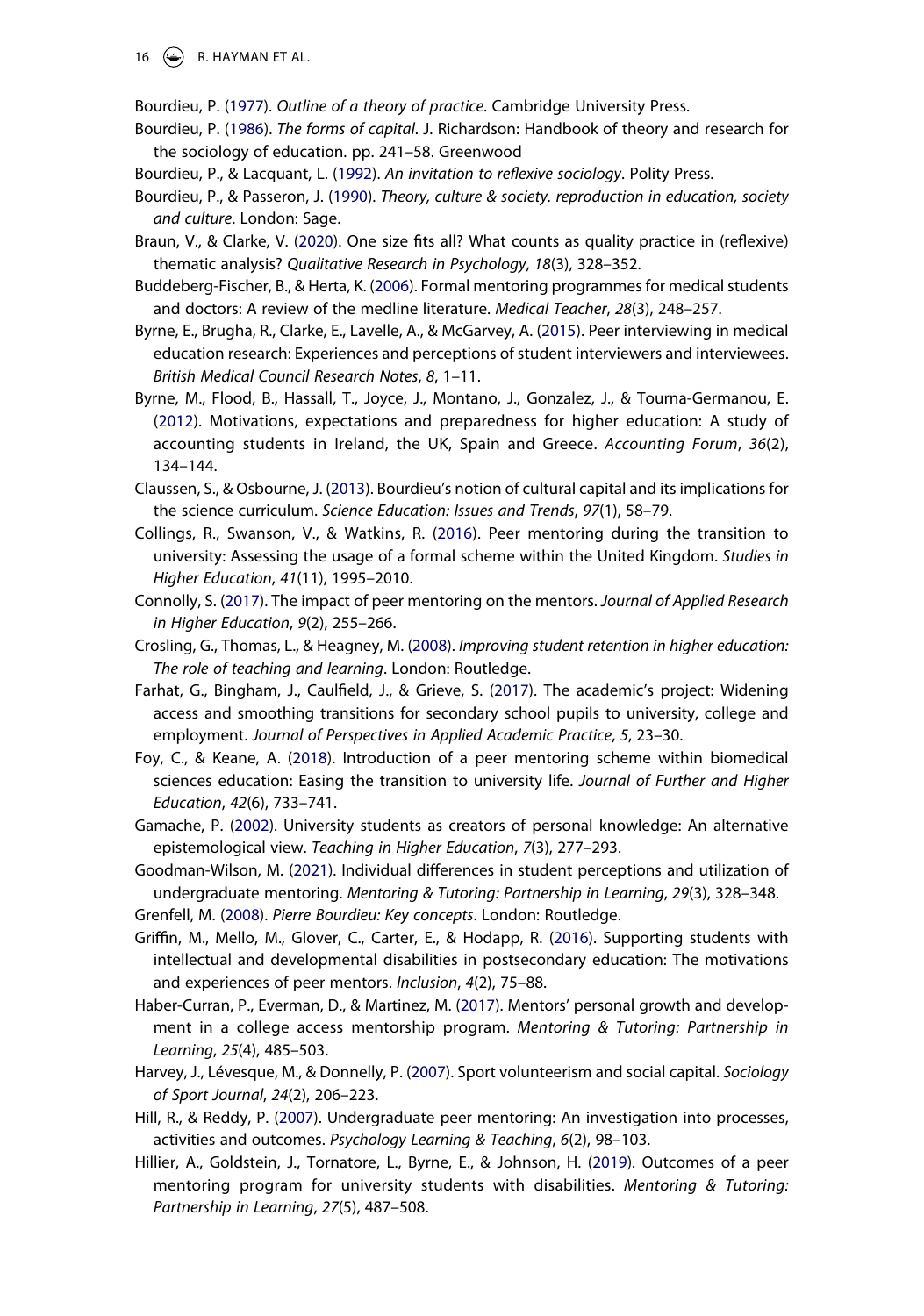Bourdieu, P. (1977). *Outline of a theory of practice*. Cambridge University Press.

Bourdieu, P. (1986). *The forms of capital*. J. Richardson: Handbook of theory and research for the sociology of education. pp. 241–58. Greenwood

Bourdieu, P., & Lacquant, L. (1992). *An invitation to reflexive sociology*. Polity Press.

Bourdieu, P., & Passeron, J. (1990). *Theory, culture & society. reproduction in education, society and culture*. London: Sage.

Braun, V., & Clarke, V. (2020). One size fits all? What counts as quality practice in (reflexive) thematic analysis? *Qualitative Research in Psychology*, *18*(3), 328–352.

Buddeberg-Fischer, B., & Herta, K. (2006). Formal mentoring programmes for medical students and doctors: A review of the medline literature. *Medical Teacher*, *28*(3), 248–257.

Byrne, E., Brugha, R., Clarke, E., Lavelle, A., & McGarvey, A. (2015). Peer interviewing in medical education research: Experiences and perceptions of student interviewers and interviewees. *British Medical Council Research Notes*, *8*, 1–11.

Byrne, M., Flood, B., Hassall, T., Joyce, J., Montano, J., Gonzalez, J., & Tourna-Germanou, E. (2012). Motivations, expectations and preparedness for higher education: A study of accounting students in Ireland, the UK, Spain and Greece. *Accounting Forum*, *36*(2), 134–144.

Claussen, S., & Osbourne, J. (2013). Bourdieu's notion of cultural capital and its implications for the science curriculum. *Science Education: Issues and Trends*, *97*(1), 58–79.

Collings, R., Swanson, V., & Watkins, R. (2016). Peer mentoring during the transition to university: Assessing the usage of a formal scheme within the United Kingdom. *Studies in Higher Education*, *41*(11), 1995–2010.

Connolly, S. (2017). The impact of peer mentoring on the mentors. *Journal of Applied Research in Higher Education*, *9*(2), 255–266.

Crosling, G., Thomas, L., & Heagney, M. (2008). *Improving student retention in higher education: The role of teaching and learning*. London: Routledge.

Farhat, G., Bingham, J., Caulfield, J., & Grieve, S. (2017). The academic's project: Widening access and smoothing transitions for secondary school pupils to university, college and employment. *Journal of Perspectives in Applied Academic Practice*, *5*, 23–30.

Foy, C., & Keane, A. (2018). Introduction of a peer mentoring scheme within biomedical sciences education: Easing the transition to university life. *Journal of Further and Higher Education*, *42*(6), 733–741.

Gamache, P. (2002). University students as creators of personal knowledge: An alternative epistemological view. *Teaching in Higher Education*, *7*(3), 277–293.

Goodman-Wilson, M. (2021). Individual differences in student perceptions and utilization of undergraduate mentoring. *Mentoring & Tutoring: Partnership in Learning*, *29*(3), 328–348.

Grenfell, M. (2008). *Pierre Bourdieu: Key concepts*. London: Routledge.

Griffin, M., Mello, M., Glover, C., Carter, E., & Hodapp, R. (2016). Supporting students with intellectual and developmental disabilities in postsecondary education: The motivations and experiences of peer mentors. *Inclusion*, *4*(2), 75–88.

Haber-Curran, P., Everman, D., & Martinez, M. (2017). Mentors' personal growth and development in a college access mentorship program. *Mentoring & Tutoring: Partnership in Learning*, *25*(4), 485–503.

Harvey, J., Lévesque, M., & Donnelly, P. (2007). Sport volunteerism and social capital. *Sociology of Sport Journal*, *24*(2), 206–223.

Hill, R., & Reddy, P. (2007). Undergraduate peer mentoring: An investigation into processes, activities and outcomes. *Psychology Learning & Teaching*, *6*(2), 98–103.

Hillier, A., Goldstein, J., Tornatore, L., Byrne, E., & Johnson, H. (2019). Outcomes of a peer mentoring program for university students with disabilities. *Mentoring & Tutoring: Partnership in Learning*, *27*(5), 487–508.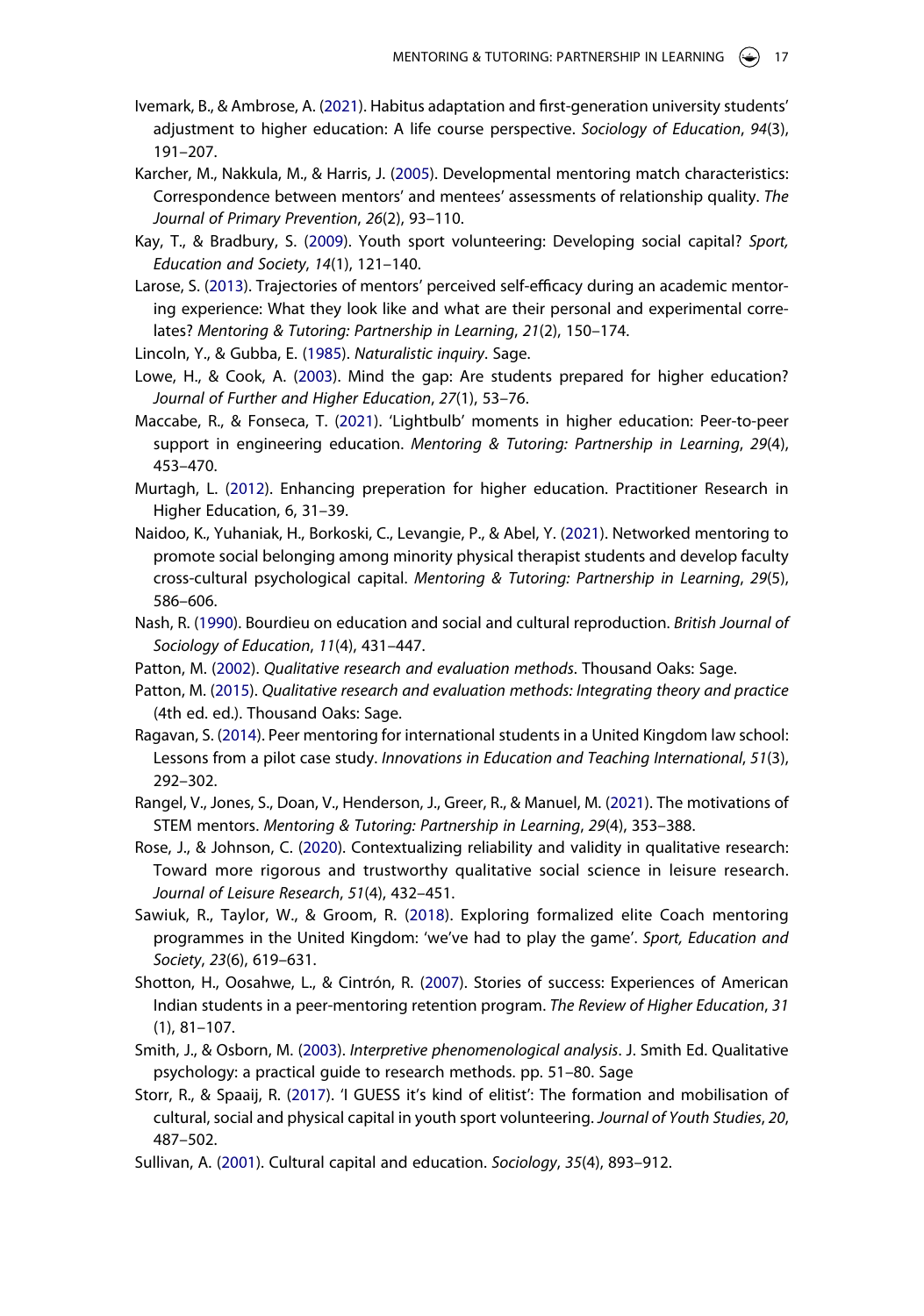Ivemark, B., & Ambrose, A. (2021). Habitus adaptation and first-generation university students' adjustment to higher education: A life course perspective. *Sociology of Education*, *94*(3), 191–207.

Karcher, M., Nakkula, M., & Harris, J. (2005). Developmental mentoring match characteristics: Correspondence between mentors' and mentees' assessments of relationship quality. *The Journal of Primary Prevention*, *26*(2), 93–110.

Kay, T., & Bradbury, S. (2009). Youth sport volunteering: Developing social capital? *Sport, Education and Society*, *14*(1), 121–140.

Larose, S. (2013). Trajectories of mentors' perceived self-efficacy during an academic mentoring experience: What they look like and what are their personal and experimental correlates? *Mentoring & Tutoring: Partnership in Learning*, *21*(2), 150–174.

Lincoln, Y., & Gubba, E. (1985). *Naturalistic inquiry*. Sage.

Lowe, H., & Cook, A. (2003). Mind the gap: Are students prepared for higher education? *Journal of Further and Higher Education*, *27*(1), 53–76.

Maccabe, R., & Fonseca, T. (2021). 'Lightbulb' moments in higher education: Peer-to-peer support in engineering education. *Mentoring & Tutoring: Partnership in Learning*, *29*(4), 453–470.

Murtagh, L. (2012). Enhancing preperation for higher education. Practitioner Research in Higher Education, 6, 31–39.

Naidoo, K., Yuhaniak, H., Borkoski, C., Levangie, P., & Abel, Y. (2021). Networked mentoring to promote social belonging among minority physical therapist students and develop faculty cross-cultural psychological capital. *Mentoring & Tutoring: Partnership in Learning*, *29*(5), 586–606.

Nash, R. (1990). Bourdieu on education and social and cultural reproduction. *British Journal of Sociology of Education*, *11*(4), 431–447.

Patton, M. (2002). *Qualitative research and evaluation methods*. Thousand Oaks: Sage.

Patton, M. (2015). *Qualitative research and evaluation methods: Integrating theory and practice* (4th ed. ed.). Thousand Oaks: Sage.

Ragavan, S. (2014). Peer mentoring for international students in a United Kingdom law school: Lessons from a pilot case study. *Innovations in Education and Teaching International*, *51*(3), 292–302.

Rangel, V., Jones, S., Doan, V., Henderson, J., Greer, R., & Manuel, M. (2021). The motivations of STEM mentors. *Mentoring & Tutoring: Partnership in Learning*, *29*(4), 353–388.

Rose, J., & Johnson, C. (2020). Contextualizing reliability and validity in qualitative research: Toward more rigorous and trustworthy qualitative social science in leisure research. *Journal of Leisure Research*, *51*(4), 432–451.

Sawiuk, R., Taylor, W., & Groom, R. (2018). Exploring formalized elite Coach mentoring programmes in the United Kingdom: 'we've had to play the game'. *Sport, Education and Society*, *23*(6), 619–631.

Shotton, H., Oosahwe, L., & Cintrón, R. (2007). Stories of success: Experiences of American Indian students in a peer-mentoring retention program. *The Review of Higher Education*, *31* (1), 81–107.

Smith, J., & Osborn, M. (2003). *Interpretive phenomenological analysis*. J. Smith Ed. Qualitative psychology: a practical guide to research methods. pp. 51–80. Sage

Storr, R., & Spaaij, R. (2017). 'I GUESS it's kind of elitist': The formation and mobilisation of cultural, social and physical capital in youth sport volunteering. *Journal of Youth Studies*, *20*, 487–502.

Sullivan, A. (2001). Cultural capital and education. *Sociology*, *35*(4), 893–912.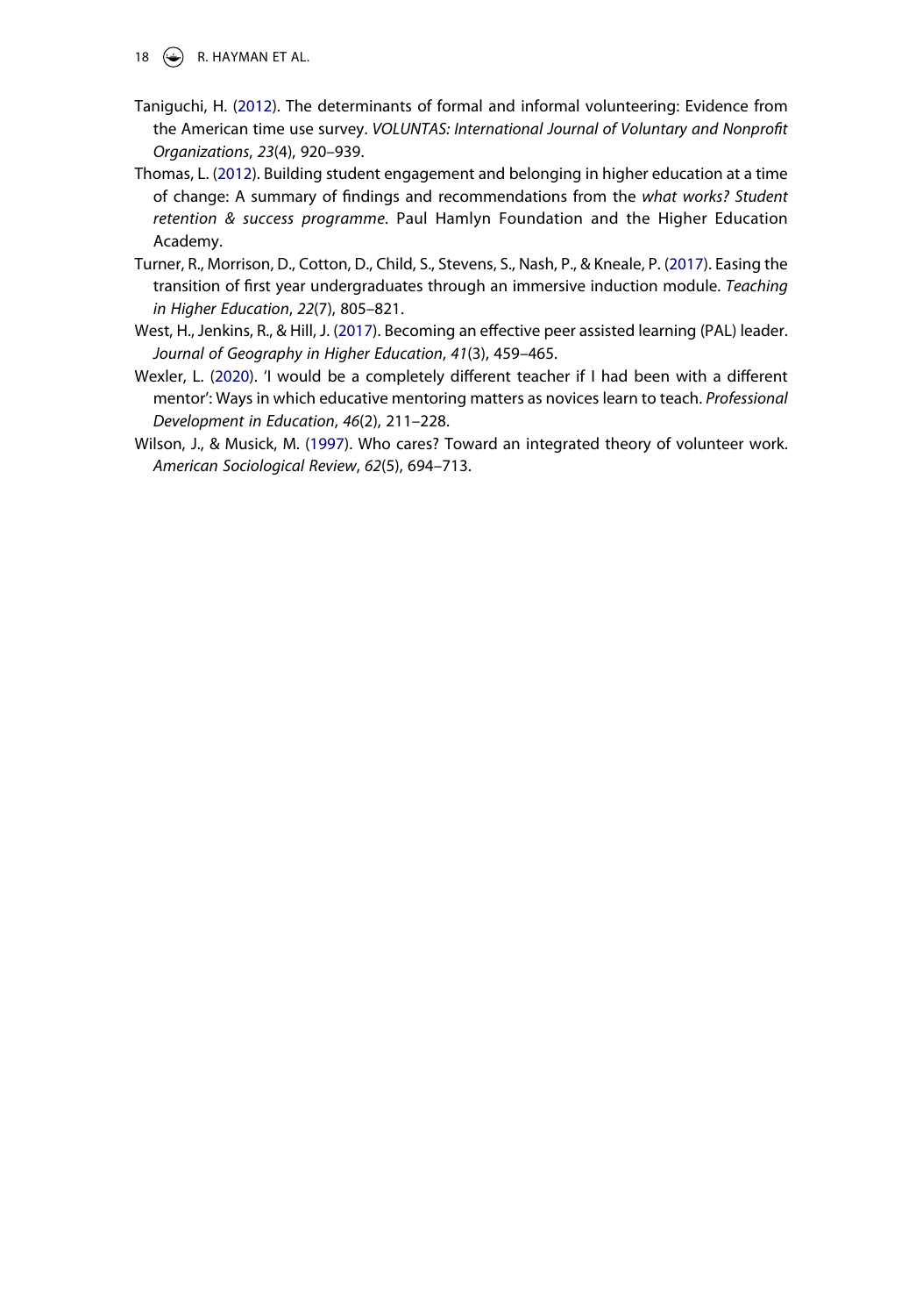Taniguchi, H. (2012). The determinants of formal and informal volunteering: Evidence from the American time use survey. *VOLUNTAS: International Journal of Voluntary and Nonprofit Organizations*, *23*(4), 920–939.

Thomas, L. (2012). Building student engagement and belonging in higher education at a time of change: A summary of findings and recommendations from the *what works? Student retention & success programme*. Paul Hamlyn Foundation and the Higher Education Academy.

Turner, R., Morrison, D., Cotton, D., Child, S., Stevens, S., Nash, P., & Kneale, P. (2017). Easing the transition of first year undergraduates through an immersive induction module. *Teaching in Higher Education*, *22*(7), 805–821.

West, H., Jenkins, R., & Hill, J. (2017). Becoming an effective peer assisted learning (PAL) leader. *Journal of Geography in Higher Education*, *41*(3), 459–465.

Wexler, L. (2020). 'I would be a completely different teacher if I had been with a different mentor': Ways in which educative mentoring matters as novices learn to teach. *Professional Development in Education*, *46*(2), 211–228.

Wilson, J., & Musick, M. (1997). Who cares? Toward an integrated theory of volunteer work. *American Sociological Review*, *62*(5), 694–713.